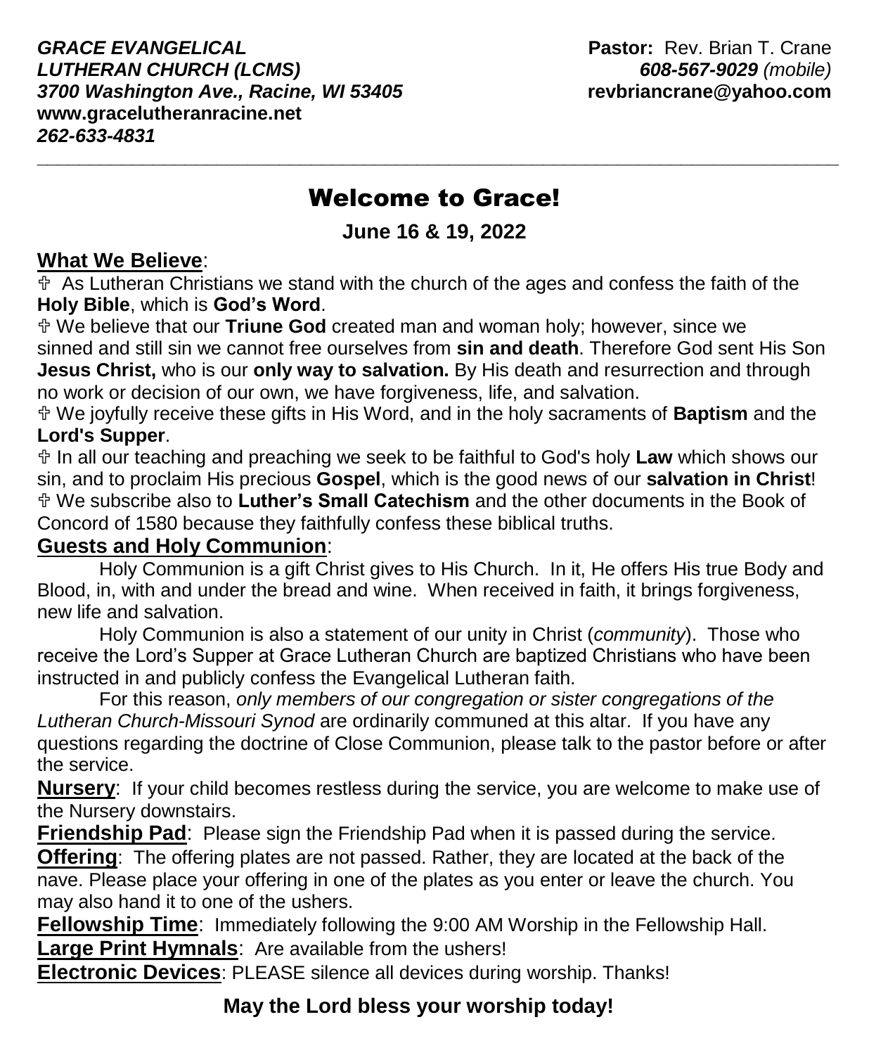***GRACE EVANGELICAL***
***LUTHERAN CHURCH (LCMS)***
***3700 Washington Ave., Racine, WI 53405***
**www.gracelutheranracine.net**
***262-633-4831***

**Pastor:** Rev. Brian T. Crane
***608-567-9029*** *(mobile)*
**revbriancrane@yahoo.com**

---

# Welcome to Grace!

**June 16 & 19, 2022**

## What We Believe:

✞ As Lutheran Christians we stand with the church of the ages and confess the faith of the **Holy Bible**, which is **God's Word**.

✞ We believe that our **Triune God** created man and woman holy; however, since we sinned and still sin we cannot free ourselves from **sin and death**. Therefore God sent His Son **Jesus Christ,** who is our **only way to salvation.** By His death and resurrection and through no work or decision of our own, we have forgiveness, life, and salvation.

✞ We joyfully receive these gifts in His Word, and in the holy sacraments of **Baptism** and the **Lord's Supper**.

✞ In all our teaching and preaching we seek to be faithful to God's holy **Law** which shows our sin, and to proclaim His precious **Gospel**, which is the good news of our **salvation in Christ**!

✞ We subscribe also to **Luther's Small Catechism** and the other documents in the Book of Concord of 1580 because they faithfully confess these biblical truths.

## Guests and Holy Communion:

Holy Communion is a gift Christ gives to His Church. In it, He offers His true Body and Blood, in, with and under the bread and wine. When received in faith, it brings forgiveness, new life and salvation.

Holy Communion is also a statement of our unity in Christ (*community*). Those who receive the Lord's Supper at Grace Lutheran Church are baptized Christians who have been instructed in and publicly confess the Evangelical Lutheran faith.

For this reason, *only members of our congregation or sister congregations of the Lutheran Church-Missouri Synod* are ordinarily communed at this altar. If you have any questions regarding the doctrine of Close Communion, please talk to the pastor before or after the service.

**Nursery**: If your child becomes restless during the service, you are welcome to make use of the Nursery downstairs.

**Friendship Pad**: Please sign the Friendship Pad when it is passed during the service.

**Offering**: The offering plates are not passed. Rather, they are located at the back of the nave. Please place your offering in one of the plates as you enter or leave the church. You may also hand it to one of the ushers.

**Fellowship Time**: Immediately following the 9:00 AM Worship in the Fellowship Hall.

**Large Print Hymnals**: Are available from the ushers!

**Electronic Devices**: PLEASE silence all devices during worship. Thanks!

**May the Lord bless your worship today!**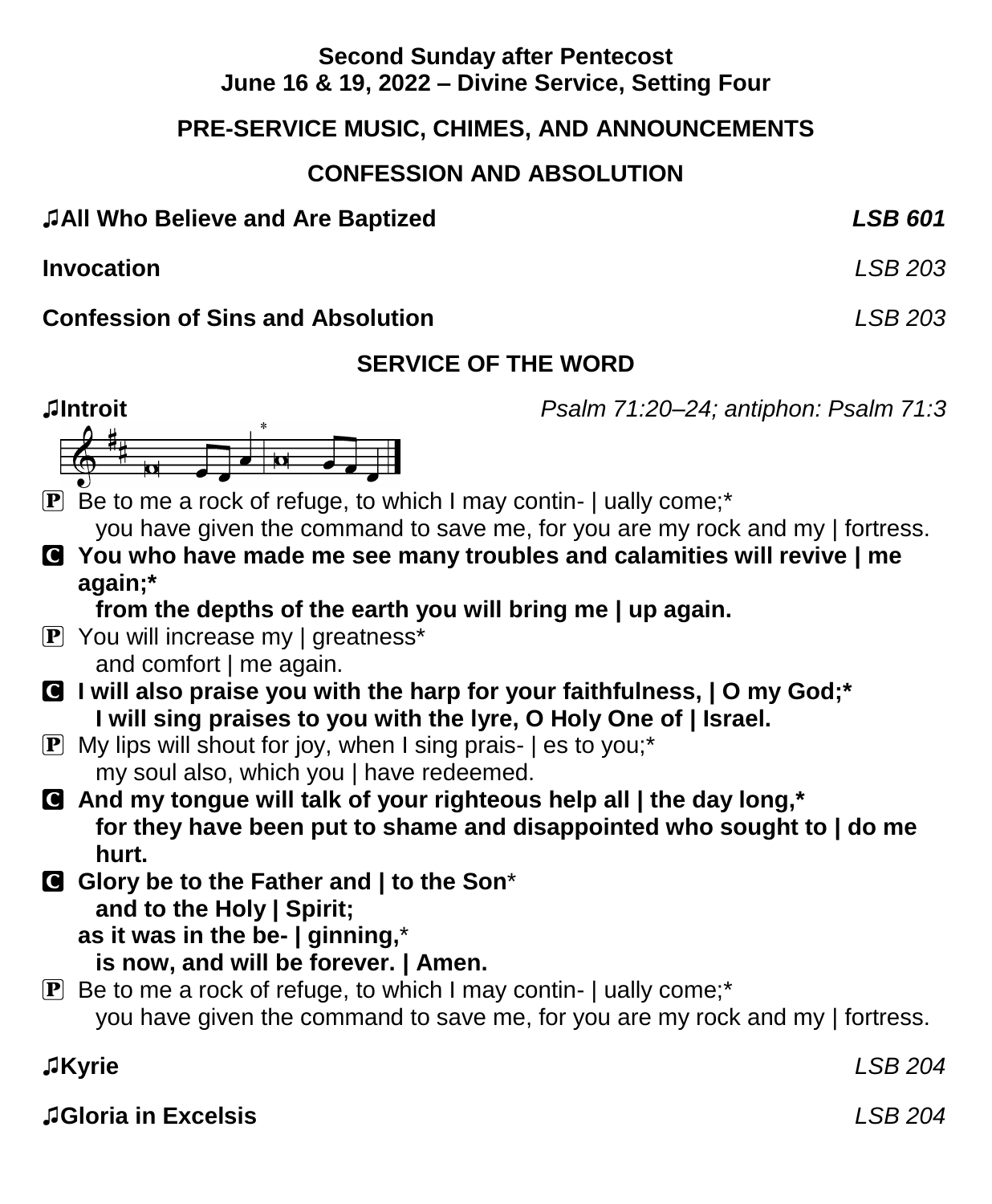**Second Sunday after Pentecost**
**June 16 & 19, 2022 – Divine Service, Setting Four**

## PRE-SERVICE MUSIC, CHIMES, AND ANNOUNCEMENTS

## CONFESSION AND ABSOLUTION

**♫All Who Believe and Are Baptized** — ***LSB 601***

**Invocation** — *LSB 203*

**Confession of Sins and Absolution** — *LSB 203*

## SERVICE OF THE WORD

**♫Introit** — *Psalm 71:20–24; antiphon: Psalm 71:3*

P Be to me a rock of refuge, to which I may contin- | ually come;*
  you have given the command to save me, for you are my rock and my | fortress.

C **You who have made me see many troubles and calamities will revive | me again;***
  **from the depths of the earth you will bring me | up again.**

P You will increase my | greatness*
  and comfort | me again.

C **I will also praise you with the harp for your faithfulness, | O my God;***
  **I will sing praises to you with the lyre, O Holy One of | Israel.**

P My lips will shout for joy, when I sing prais- | es to you;*
  my soul also, which you | have redeemed.

C **And my tongue will talk of your righteous help all | the day long,***
  **for they have been put to shame and disappointed who sought to | do me hurt.**

C **Glory be to the Father and | to the Son***
  **and to the Holy | Spirit;**
  **as it was in the be- | ginning,***
  **is now, and will be forever. | Amen.**

P Be to me a rock of refuge, to which I may contin- | ually come;*
  you have given the command to save me, for you are my rock and my | fortress.

**♫Kyrie** — *LSB 204*

**♫Gloria in Excelsis** — *LSB 204*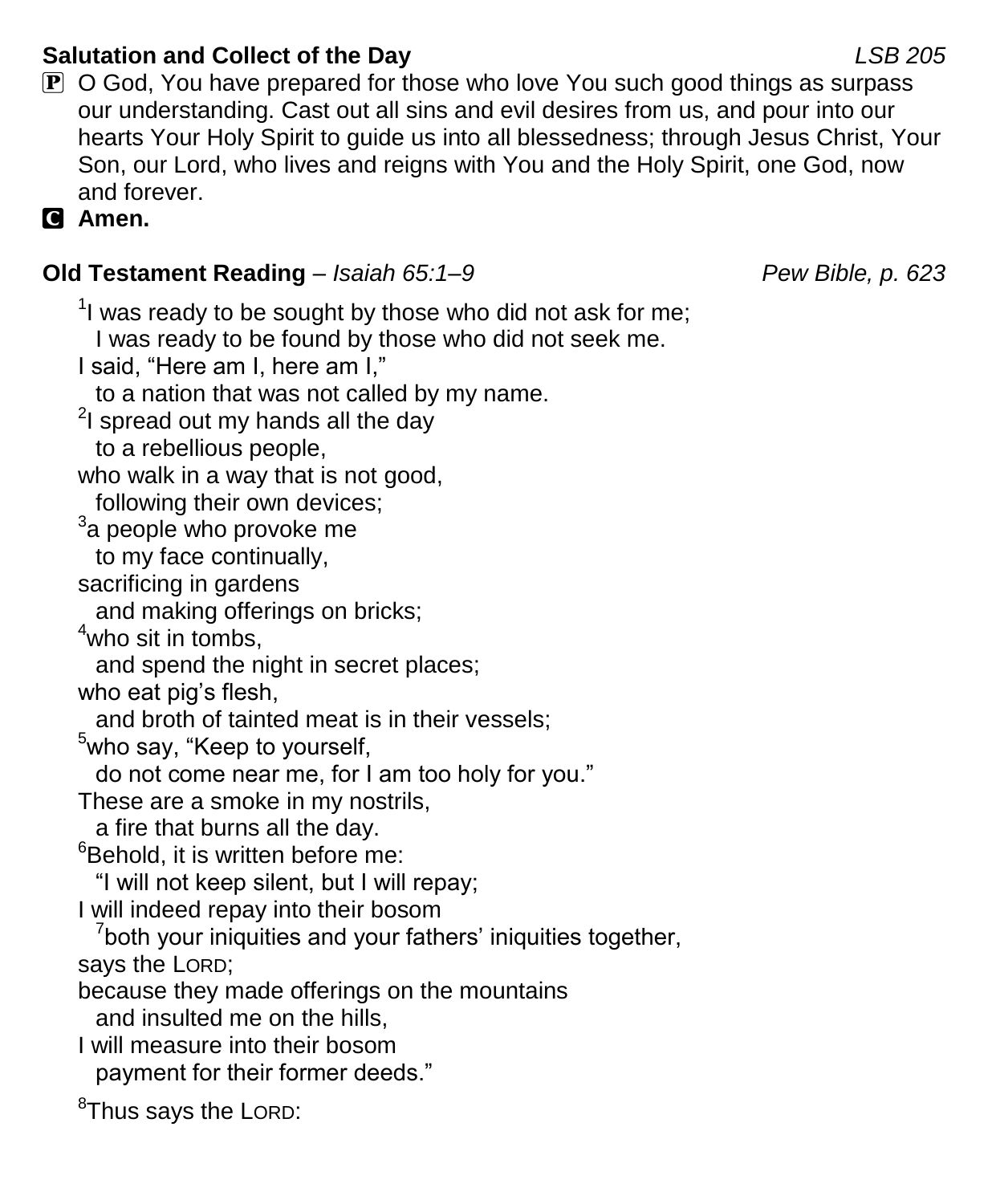**Salutation and Collect of the Day** *LSB 205*

P O God, You have prepared for those who love You such good things as surpass our understanding. Cast out all sins and evil desires from us, and pour into our hearts Your Holy Spirit to guide us into all blessedness; through Jesus Christ, Your Son, our Lord, who lives and reigns with You and the Holy Spirit, one God, now and forever.

C **Amen.**

**Old Testament Reading** – *Isaiah 65:1–9* *Pew Bible, p. 623*

[1]I was ready to be sought by those who did not ask for me;
  I was ready to be found by those who did not seek me.
I said, "Here am I, here am I,"
  to a nation that was not called by my name.
[2]I spread out my hands all the day
  to a rebellious people,
who walk in a way that is not good,
  following their own devices;
[3]a people who provoke me
  to my face continually,
sacrificing in gardens
  and making offerings on bricks;
[4]who sit in tombs,
  and spend the night in secret places;
who eat pig's flesh,
  and broth of tainted meat is in their vessels;
[5]who say, "Keep to yourself,
  do not come near me, for I am too holy for you."
These are a smoke in my nostrils,
  a fire that burns all the day.
[6]Behold, it is written before me:
  "I will not keep silent, but I will repay;
I will indeed repay into their bosom
  [7]both your iniquities and your fathers' iniquities together,
says the LORD;
because they made offerings on the mountains
  and insulted me on the hills,
I will measure into their bosom
  payment for their former deeds."

[8]Thus says the LORD: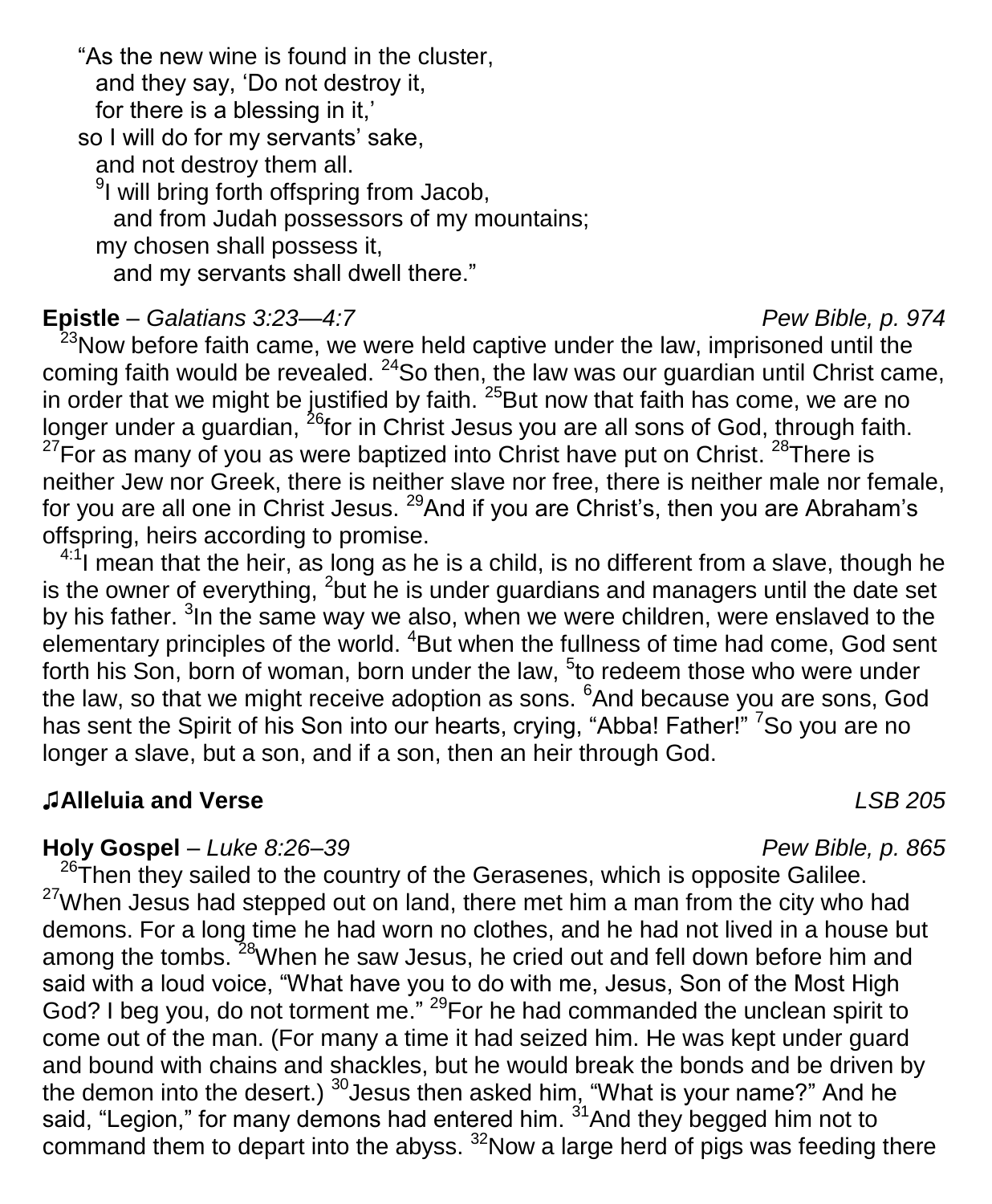"As the new wine is found in the cluster,
 and they say, 'Do not destroy it,
 for there is a blessing in it,'
so I will do for my servants' sake,
 and not destroy them all.
 [9]I will bring forth offspring from Jacob,
  and from Judah possessors of my mountains;
 my chosen shall possess it,
  and my servants shall dwell there."

**Epistle** – *Galatians 3:23—4:7* *Pew Bible, p. 974*

[23]Now before faith came, we were held captive under the law, imprisoned until the coming faith would be revealed. [24]So then, the law was our guardian until Christ came, in order that we might be justified by faith. [25]But now that faith has come, we are no longer under a guardian, [26]for in Christ Jesus you are all sons of God, through faith. [27]For as many of you as were baptized into Christ have put on Christ. [28]There is neither Jew nor Greek, there is neither slave nor free, there is neither male nor female, for you are all one in Christ Jesus. [29]And if you are Christ's, then you are Abraham's offspring, heirs according to promise.

[4:1]I mean that the heir, as long as he is a child, is no different from a slave, though he is the owner of everything, [2]but he is under guardians and managers until the date set by his father. [3]In the same way we also, when we were children, were enslaved to the elementary principles of the world. [4]But when the fullness of time had come, God sent forth his Son, born of woman, born under the law, [5]to redeem those who were under the law, so that we might receive adoption as sons. [6]And because you are sons, God has sent the Spirit of his Son into our hearts, crying, "Abba! Father!" [7]So you are no longer a slave, but a son, and if a son, then an heir through God.

**♫Alleluia and Verse** *LSB 205*

**Holy Gospel** – *Luke 8:26–39* *Pew Bible, p. 865*

[26]Then they sailed to the country of the Gerasenes, which is opposite Galilee. [27]When Jesus had stepped out on land, there met him a man from the city who had demons. For a long time he had worn no clothes, and he had not lived in a house but among the tombs. [28]When he saw Jesus, he cried out and fell down before him and said with a loud voice, "What have you to do with me, Jesus, Son of the Most High God? I beg you, do not torment me." [29]For he had commanded the unclean spirit to come out of the man. (For many a time it had seized him. He was kept under guard and bound with chains and shackles, but he would break the bonds and be driven by the demon into the desert.) [30]Jesus then asked him, "What is your name?" And he said, "Legion," for many demons had entered him. [31]And they begged him not to command them to depart into the abyss. [32]Now a large herd of pigs was feeding there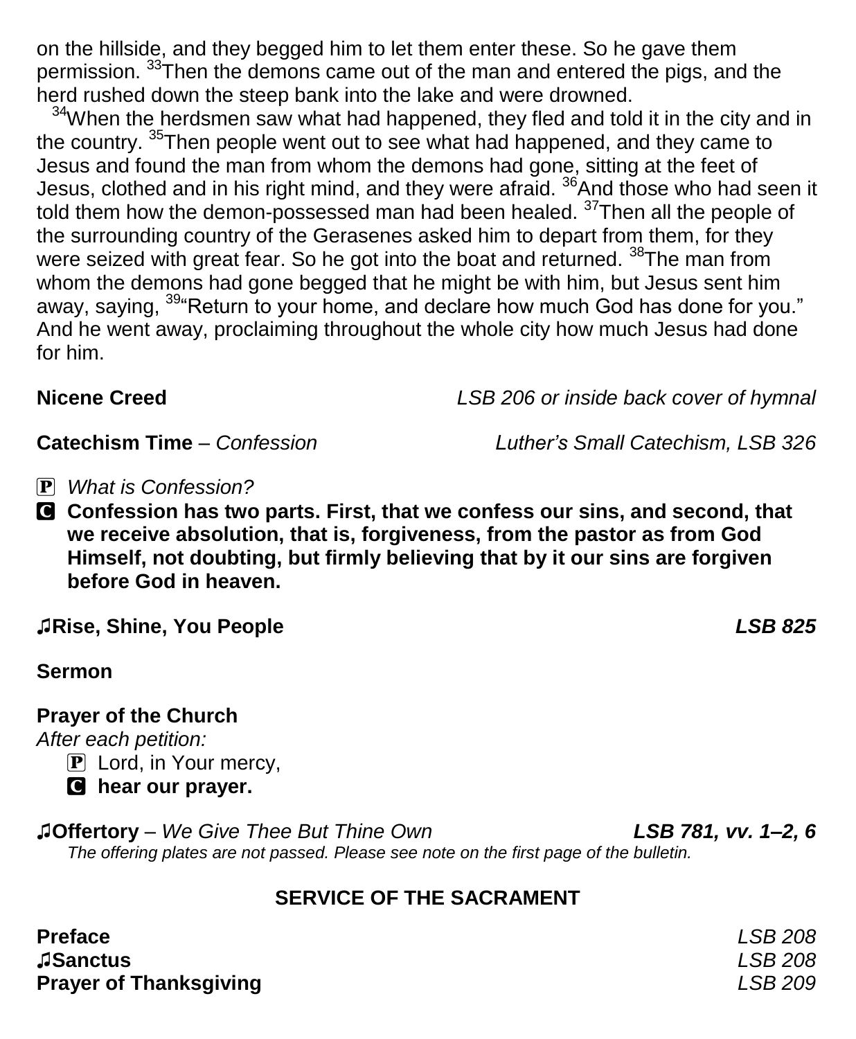on the hillside, and they begged him to let them enter these. So he gave them permission. [33]Then the demons came out of the man and entered the pigs, and the herd rushed down the steep bank into the lake and were drowned.

[34]When the herdsmen saw what had happened, they fled and told it in the city and in the country. [35]Then people went out to see what had happened, and they came to Jesus and found the man from whom the demons had gone, sitting at the feet of Jesus, clothed and in his right mind, and they were afraid. [36]And those who had seen it told them how the demon-possessed man had been healed. [37]Then all the people of the surrounding country of the Gerasenes asked him to depart from them, for they were seized with great fear. So he got into the boat and returned. [38]The man from whom the demons had gone begged that he might be with him, but Jesus sent him away, saying, [39]"Return to your home, and declare how much God has done for you." And he went away, proclaiming throughout the whole city how much Jesus had done for him.

**Nicene Creed** *LSB 206 or inside back cover of hymnal*

**Catechism Time** – *Confession* *Luther's Small Catechism, LSB 326*

P *What is Confession?*

C **Confession has two parts. First, that we confess our sins, and second, that we receive absolution, that is, forgiveness, from the pastor as from God Himself, not doubting, but firmly believing that by it our sins are forgiven before God in heaven.**

**♫Rise, Shine, You People** ***LSB 825***

**Sermon**

**Prayer of the Church**

*After each petition:*

P Lord, in Your mercy,

C **hear our prayer.**

**♫Offertory** – *We Give Thee But Thine Own* ***LSB 781, vv. 1–2, 6***

*The offering plates are not passed. Please see note on the first page of the bulletin.*

## SERVICE OF THE SACRAMENT

**Preface** *LSB 208*
**♫Sanctus** *LSB 208*
**Prayer of Thanksgiving** *LSB 209*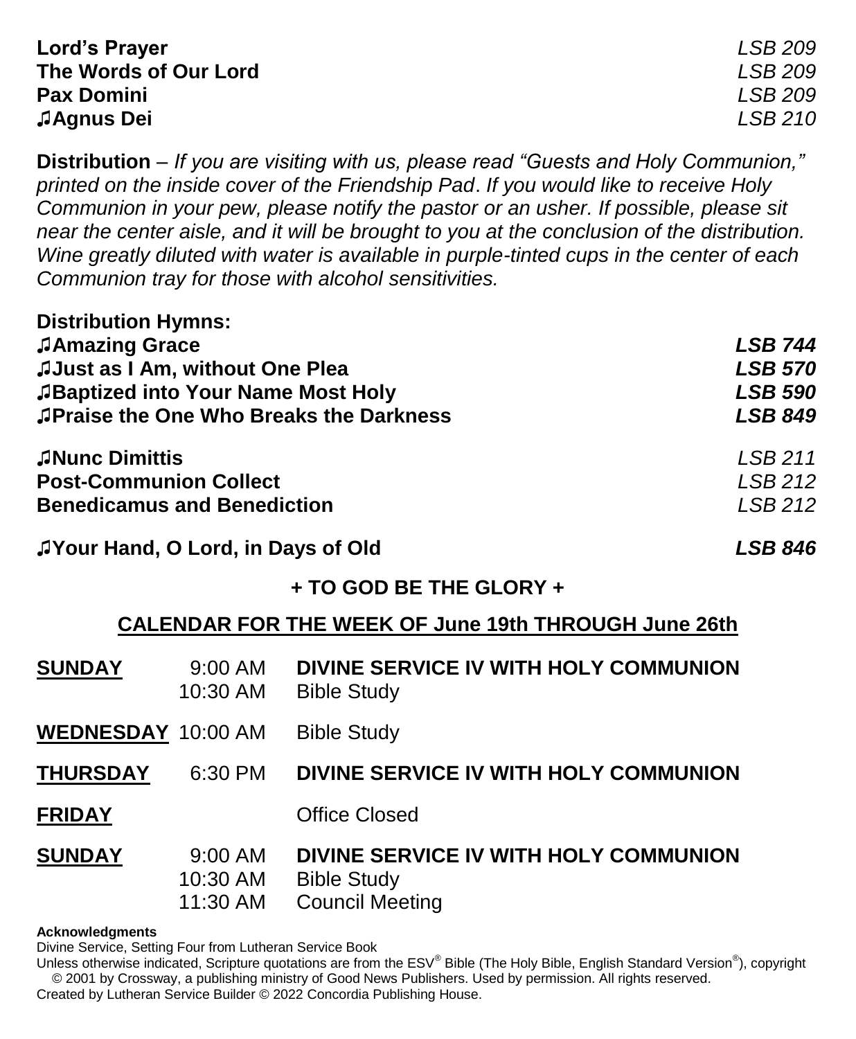**Lord's Prayer** *LSB 209*
**The Words of Our Lord** *LSB 209*
**Pax Domini** *LSB 209*
♫**Agnus Dei** *LSB 210*

**Distribution** – *If you are visiting with us, please read "Guests and Holy Communion," printed on the inside cover of the Friendship Pad*. *If you would like to receive Holy Communion in your pew, please notify the pastor or an usher. If possible, please sit near the center aisle, and it will be brought to you at the conclusion of the distribution. Wine greatly diluted with water is available in purple-tinted cups in the center of each Communion tray for those with alcohol sensitivities.*

**Distribution Hymns:**
♫**Amazing Grace** ***LSB 744***
♫**Just as I Am, without One Plea** ***LSB 570***
♫**Baptized into Your Name Most Holy** ***LSB 590***
♫**Praise the One Who Breaks the Darkness** ***LSB 849***

♫**Nunc Dimittis** *LSB 211*
**Post-Communion Collect** *LSB 212*
**Benedicamus and Benediction** *LSB 212*

♫**Your Hand, O Lord, in Days of Old** ***LSB 846***

**+ TO GOD BE THE GLORY +**

## CALENDAR FOR THE WEEK OF June 19th THROUGH June 26th

| | | |
|---|---|---|
| **SUNDAY** | 9:00 AM | **DIVINE SERVICE IV WITH HOLY COMMUNION** |
| | 10:30 AM | Bible Study |
| **WEDNESDAY** | 10:00 AM | Bible Study |
| **THURSDAY** | 6:30 PM | **DIVINE SERVICE IV WITH HOLY COMMUNION** |
| **FRIDAY** | | Office Closed |
| **SUNDAY** | 9:00 AM | **DIVINE SERVICE IV WITH HOLY COMMUNION** |
| | 10:30 AM | Bible Study |
| | 11:30 AM | Council Meeting |

**Acknowledgments**
Divine Service, Setting Four from Lutheran Service Book
Unless otherwise indicated, Scripture quotations are from the ESV® Bible (The Holy Bible, English Standard Version®), copyright © 2001 by Crossway, a publishing ministry of Good News Publishers. Used by permission. All rights reserved.
Created by Lutheran Service Builder © 2022 Concordia Publishing House.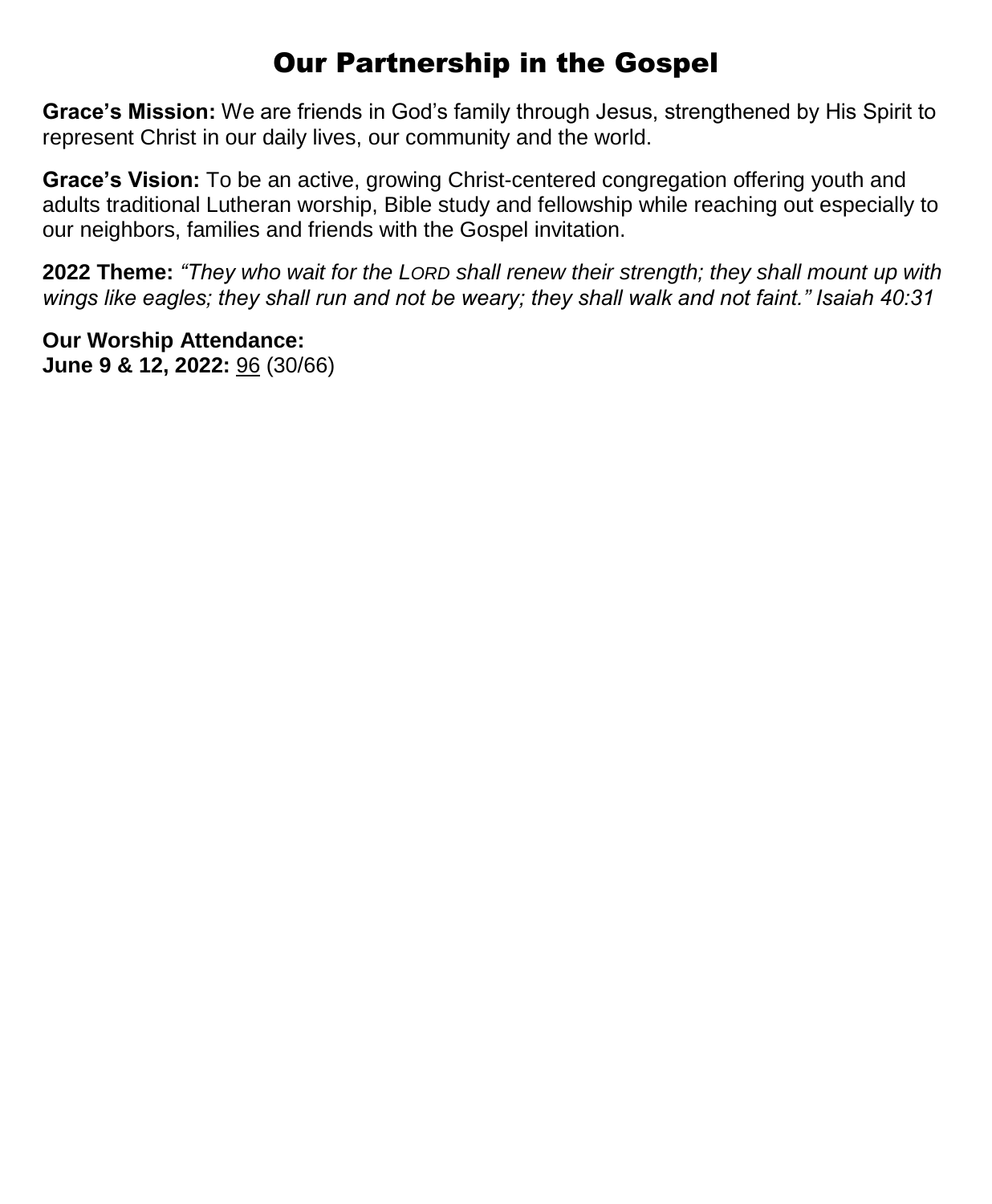# Our Partnership in the Gospel

**Grace's Mission:** We are friends in God's family through Jesus, strengthened by His Spirit to represent Christ in our daily lives, our community and the world.

**Grace's Vision:** To be an active, growing Christ-centered congregation offering youth and adults traditional Lutheran worship, Bible study and fellowship while reaching out especially to our neighbors, families and friends with the Gospel invitation.

**2022 Theme:** *"They who wait for the LORD shall renew their strength; they shall mount up with wings like eagles; they shall run and not be weary; they shall walk and not faint." Isaiah 40:31*

**Our Worship Attendance:**
**June 9 & 12, 2022:** 96 (30/66)